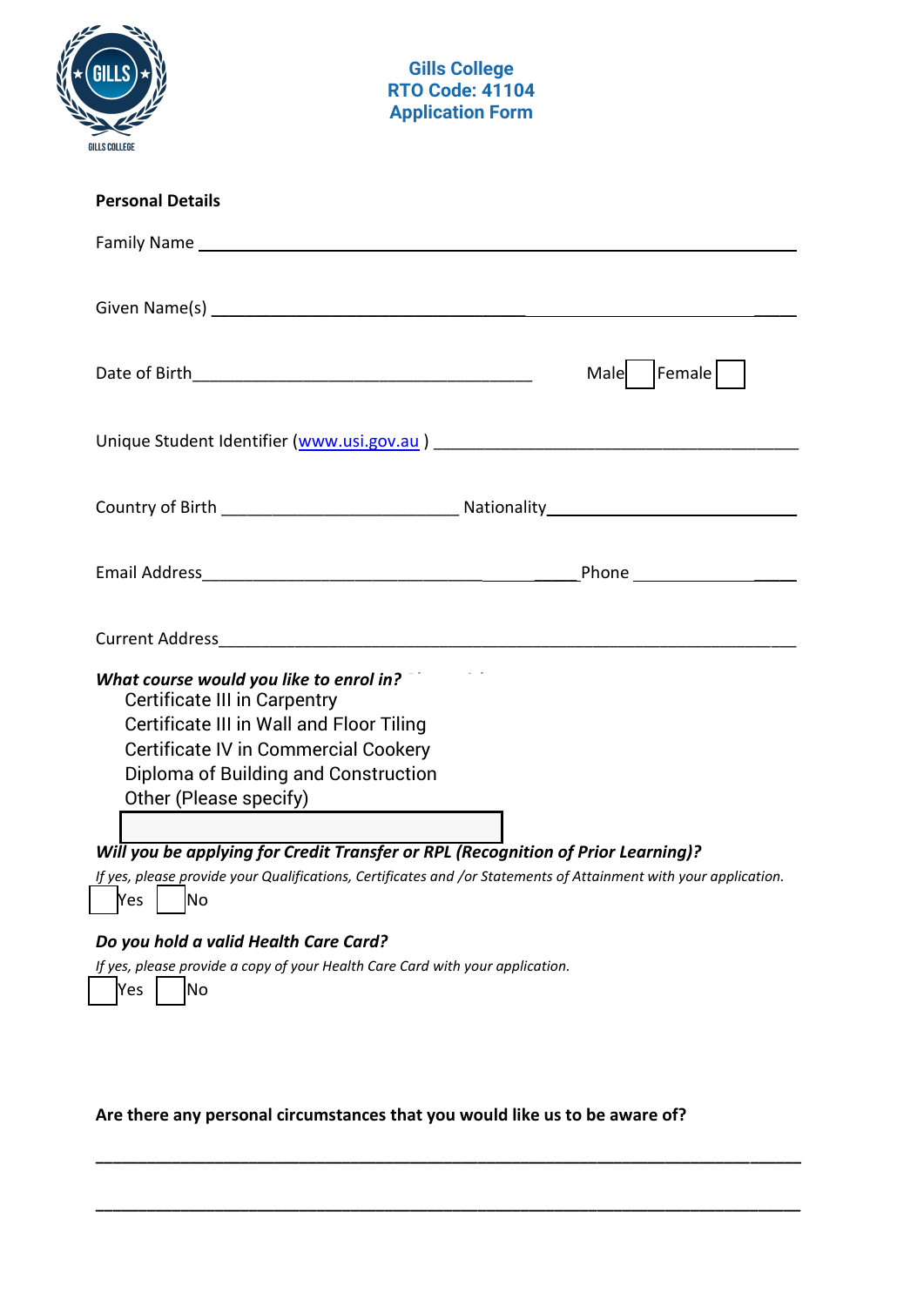# Gills College
## RTO Code: 41104
## Application Form

**Personal Details**

Family Name ________________________________________________

Given Name(s) ________________________________________________

Date of Birth ______________________________ Male ☐ Female ☐

Unique Student Identifier (www.usi.gov.au ) ______________________________

Country of Birth ____________________ Nationality ____________________

Email Address ______________________________ Phone ______________

Current Address ________________________________________________

***What course would you like to enrol in?***

- Certificate III in Carpentry
- Certificate III in Wall and Floor Tiling
- Certificate IV in Commercial Cookery
- Diploma of Building and Construction
- Other (Please specify)

☐

***Will you be applying for Credit Transfer or RPL (Recognition of Prior Learning)?***

*If yes, please provide your Qualifications, Certificates and /or Statements of Attainment with your application.*

☐ Yes ☐ No

***Do you hold a valid Health Care Card?***

*If yes, please provide a copy of your Health Care Card with your application.*

☐ Yes ☐ No

**Are there any personal circumstances that you would like us to be aware of?**

________________________________________________________________________

________________________________________________________________________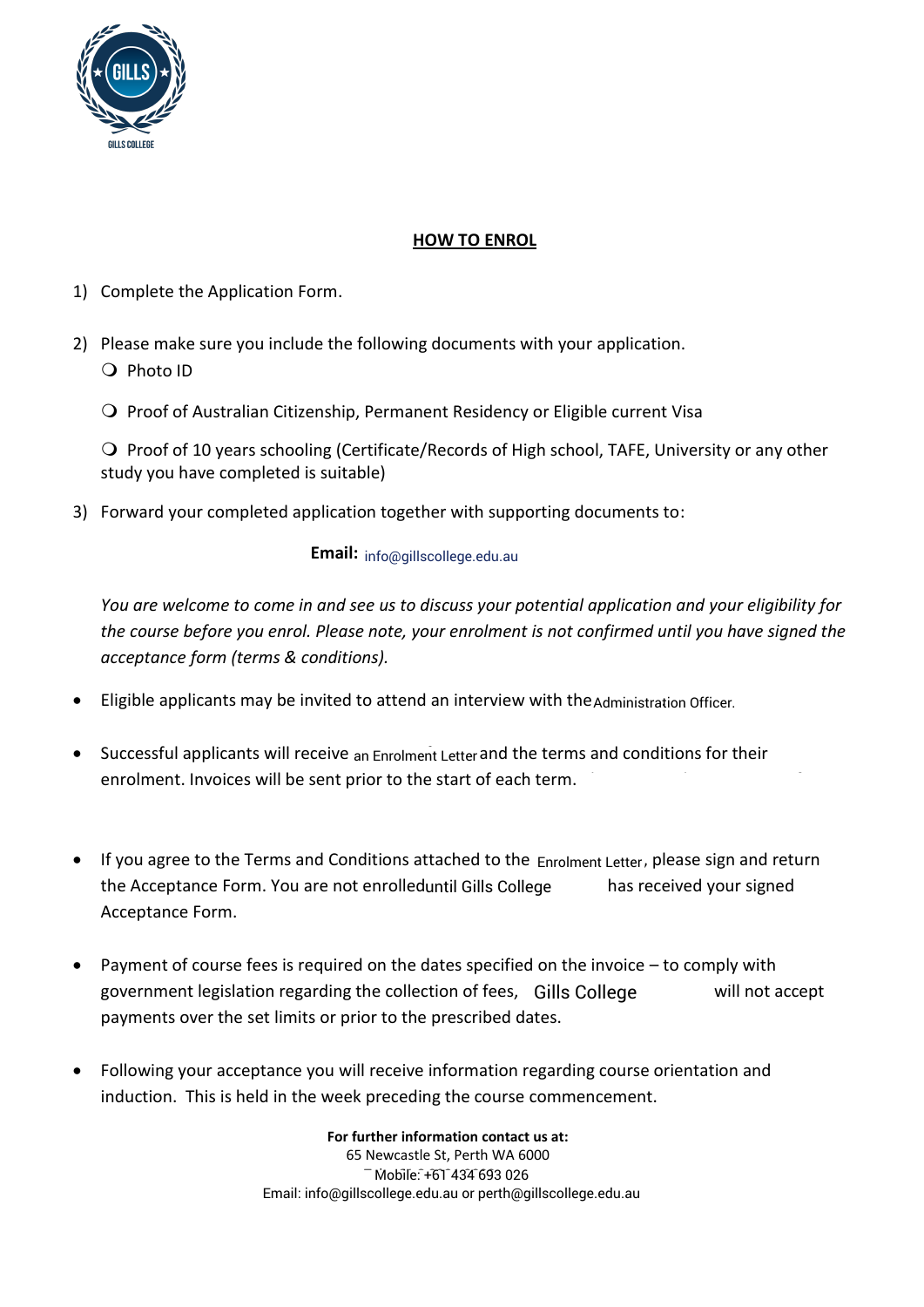## HOW TO ENROL

1) Complete the Application Form.

2) Please make sure you include the following documents with your application.
   - ❍ Photo ID
   - ❍ Proof of Australian Citizenship, Permanent Residency or Eligible current Visa
   - ❍ Proof of 10 years schooling (Certificate/Records of High school, TAFE, University or any other study you have completed is suitable)

3) Forward your completed application together with supporting documents to:

   **Email:** info@gillscollege.edu.au

   *You are welcome to come in and see us to discuss your potential application and your eligibility for the course before you enrol. Please note, your enrolment is not confirmed until you have signed the acceptance form (terms & conditions).*

- Eligible applicants may be invited to attend an interview with the Administration Officer.
- Successful applicants will receive an Enrolment Letter and the terms and conditions for their enrolment. Invoices will be sent prior to the start of each term.
- If you agree to the Terms and Conditions attached to the Enrolment Letter, please sign and return the Acceptance Form. You are not enrolled until Gills College has received your signed Acceptance Form.
- Payment of course fees is required on the dates specified on the invoice – to comply with government legislation regarding the collection of fees, Gills College will not accept payments over the set limits or prior to the prescribed dates.
- Following your acceptance you will receive information regarding course orientation and induction. This is held in the week preceding the course commencement.

**For further information contact us at:**
65 Newcastle St, Perth WA 6000
Mobile: +61 434 693 026
Email: info@gillscollege.edu.au or perth@gillscollege.edu.au